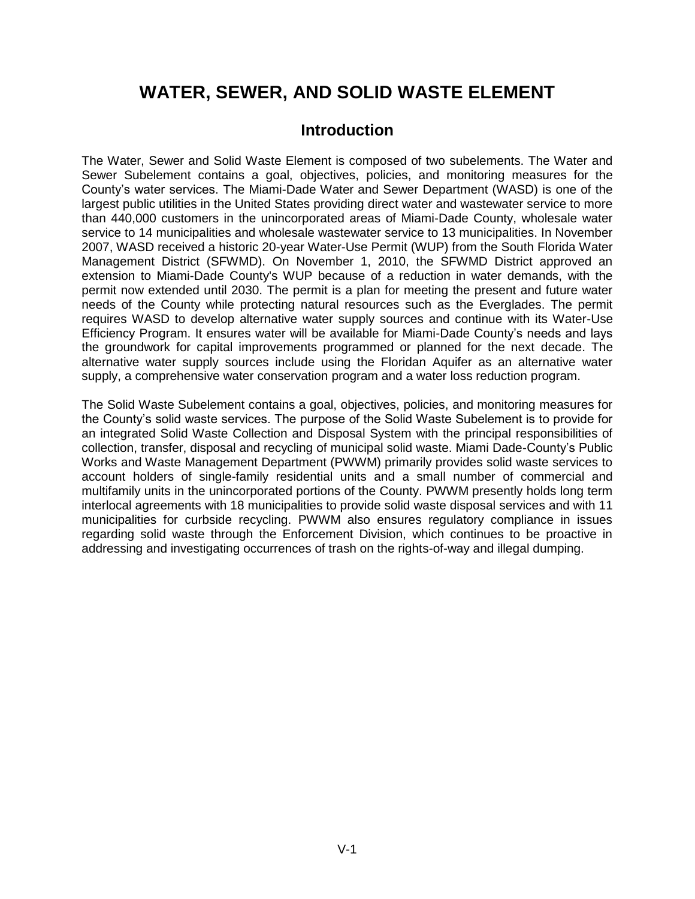# WATER, SEWER, AND SOLID WASTE ELEMENT

## Introduction

The Water, Sewer and Solid Waste Element is composed of two subelements. The Water and Sewer Subelement contains a goal, objectives, policies, and monitoring measures for the County's water services. The Miami-Dade Water and Sewer Department (WASD) is one of the largest public utilities in the United States providing direct water and wastewater service to more than 440,000 customers in the unincorporated areas of Miami-Dade County, wholesale water service to 14 municipalities and wholesale wastewater service to 13 municipalities. In November 2007, WASD received a historic 20-year Water-Use Permit (WUP) from the South Florida Water Management District (SFWMD). On November 1, 2010, the SFWMD District approved an extension to Miami-Dade County's WUP because of a reduction in water demands, with the permit now extended until 2030. The permit is a plan for meeting the present and future water needs of the County while protecting natural resources such as the Everglades. The permit requires WASD to develop alternative water supply sources and continue with its Water-Use Efficiency Program. It ensures water will be available for Miami-Dade County's needs and lays the groundwork for capital improvements programmed or planned for the next decade. The alternative water supply sources include using the Floridan Aquifer as an alternative water supply, a comprehensive water conservation program and a water loss reduction program.

The Solid Waste Subelement contains a goal, objectives, policies, and monitoring measures for the County's solid waste services. The purpose of the Solid Waste Subelement is to provide for an integrated Solid Waste Collection and Disposal System with the principal responsibilities of collection, transfer, disposal and recycling of municipal solid waste. Miami Dade-County's Public Works and Waste Management Department (PWWM) primarily provides solid waste services to account holders of single-family residential units and a small number of commercial and multifamily units in the unincorporated portions of the County. PWWM presently holds long term interlocal agreements with 18 municipalities to provide solid waste disposal services and with 11 municipalities for curbside recycling. PWWM also ensures regulatory compliance in issues regarding solid waste through the Enforcement Division, which continues to be proactive in addressing and investigating occurrences of trash on the rights-of-way and illegal dumping.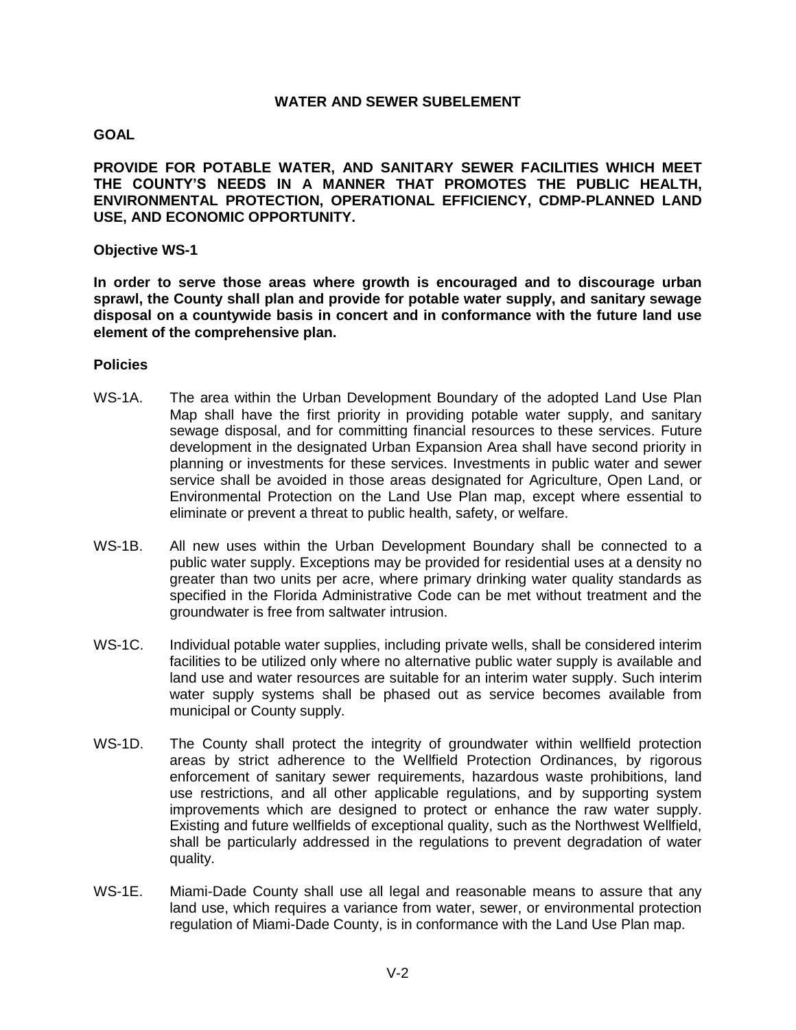## WATER AND SEWER SUBELEMENT

### GOAL

**PROVIDE FOR POTABLE WATER, AND SANITARY SEWER FACILITIES WHICH MEET THE COUNTY'S NEEDS IN A MANNER THAT PROMOTES THE PUBLIC HEALTH, ENVIRONMENTAL PROTECTION, OPERATIONAL EFFICIENCY, CDMP-PLANNED LAND USE, AND ECONOMIC OPPORTUNITY.**

### Objective WS-1

**In order to serve those areas where growth is encouraged and to discourage urban sprawl, the County shall plan and provide for potable water supply, and sanitary sewage disposal on a countywide basis in concert and in conformance with the future land use element of the comprehensive plan.**

### Policies

WS-1A. The area within the Urban Development Boundary of the adopted Land Use Plan Map shall have the first priority in providing potable water supply, and sanitary sewage disposal, and for committing financial resources to these services. Future development in the designated Urban Expansion Area shall have second priority in planning or investments for these services. Investments in public water and sewer service shall be avoided in those areas designated for Agriculture, Open Land, or Environmental Protection on the Land Use Plan map, except where essential to eliminate or prevent a threat to public health, safety, or welfare.

WS-1B. All new uses within the Urban Development Boundary shall be connected to a public water supply. Exceptions may be provided for residential uses at a density no greater than two units per acre, where primary drinking water quality standards as specified in the Florida Administrative Code can be met without treatment and the groundwater is free from saltwater intrusion.

WS-1C. Individual potable water supplies, including private wells, shall be considered interim facilities to be utilized only where no alternative public water supply is available and land use and water resources are suitable for an interim water supply. Such interim water supply systems shall be phased out as service becomes available from municipal or County supply.

WS-1D. The County shall protect the integrity of groundwater within wellfield protection areas by strict adherence to the Wellfield Protection Ordinances, by rigorous enforcement of sanitary sewer requirements, hazardous waste prohibitions, land use restrictions, and all other applicable regulations, and by supporting system improvements which are designed to protect or enhance the raw water supply. Existing and future wellfields of exceptional quality, such as the Northwest Wellfield, shall be particularly addressed in the regulations to prevent degradation of water quality.

WS-1E. Miami-Dade County shall use all legal and reasonable means to assure that any land use, which requires a variance from water, sewer, or environmental protection regulation of Miami-Dade County, is in conformance with the Land Use Plan map.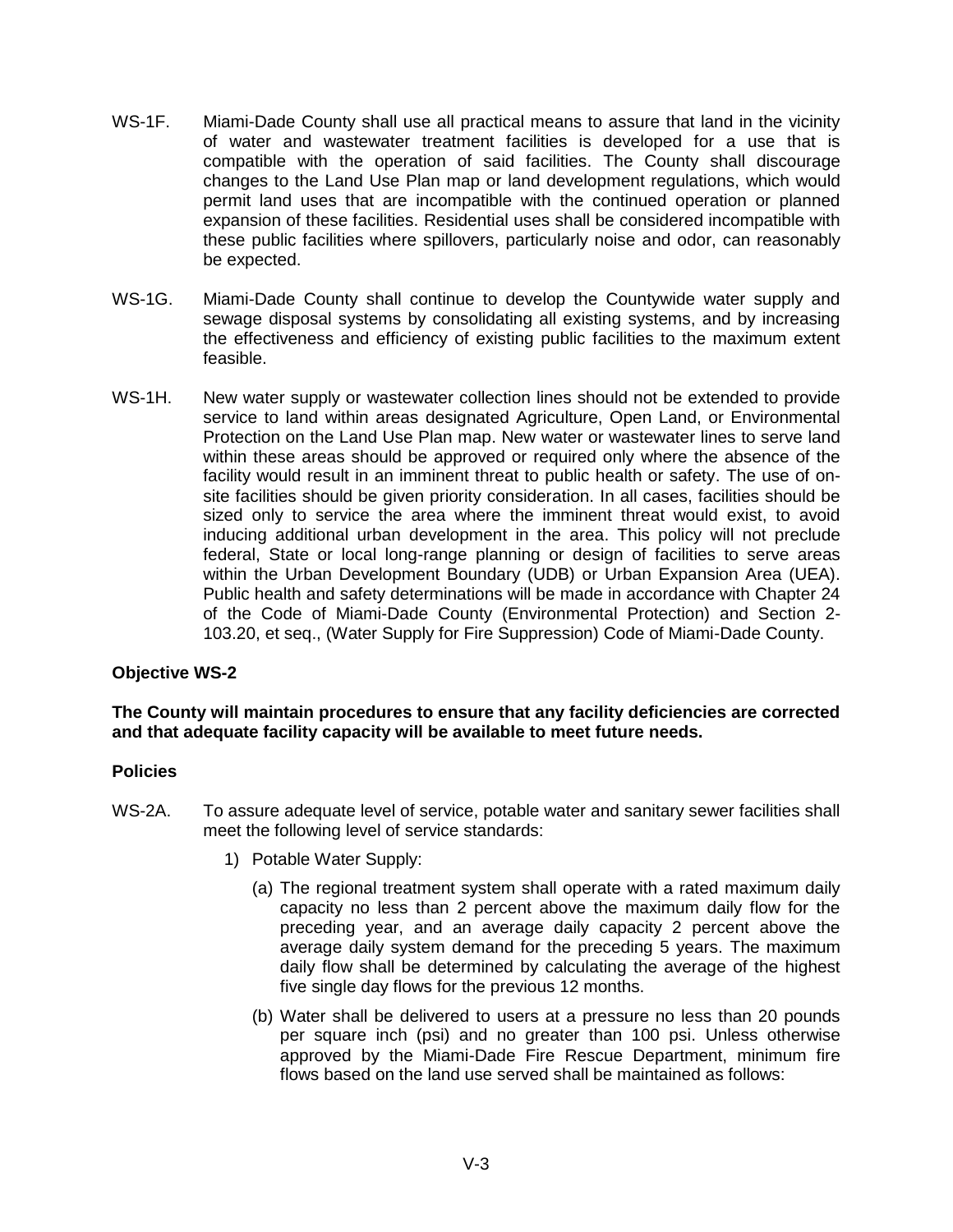WS-1F. Miami-Dade County shall use all practical means to assure that land in the vicinity of water and wastewater treatment facilities is developed for a use that is compatible with the operation of said facilities. The County shall discourage changes to the Land Use Plan map or land development regulations, which would permit land uses that are incompatible with the continued operation or planned expansion of these facilities. Residential uses shall be considered incompatible with these public facilities where spillovers, particularly noise and odor, can reasonably be expected.

WS-1G. Miami-Dade County shall continue to develop the Countywide water supply and sewage disposal systems by consolidating all existing systems, and by increasing the effectiveness and efficiency of existing public facilities to the maximum extent feasible.

WS-1H. New water supply or wastewater collection lines should not be extended to provide service to land within areas designated Agriculture, Open Land, or Environmental Protection on the Land Use Plan map. New water or wastewater lines to serve land within these areas should be approved or required only where the absence of the facility would result in an imminent threat to public health or safety. The use of on-site facilities should be given priority consideration. In all cases, facilities should be sized only to service the area where the imminent threat would exist, to avoid inducing additional urban development in the area. This policy will not preclude federal, State or local long-range planning or design of facilities to serve areas within the Urban Development Boundary (UDB) or Urban Expansion Area (UEA). Public health and safety determinations will be made in accordance with Chapter 24 of the Code of Miami-Dade County (Environmental Protection) and Section 2-103.20, et seq., (Water Supply for Fire Suppression) Code of Miami-Dade County.

**Objective WS-2**

**The County will maintain procedures to ensure that any facility deficiencies are corrected and that adequate facility capacity will be available to meet future needs.**

**Policies**

WS-2A. To assure adequate level of service, potable water and sanitary sewer facilities shall meet the following level of service standards:

1) Potable Water Supply:

   (a) The regional treatment system shall operate with a rated maximum daily capacity no less than 2 percent above the maximum daily flow for the preceding year, and an average daily capacity 2 percent above the average daily system demand for the preceding 5 years. The maximum daily flow shall be determined by calculating the average of the highest five single day flows for the previous 12 months.

   (b) Water shall be delivered to users at a pressure no less than 20 pounds per square inch (psi) and no greater than 100 psi. Unless otherwise approved by the Miami-Dade Fire Rescue Department, minimum fire flows based on the land use served shall be maintained as follows: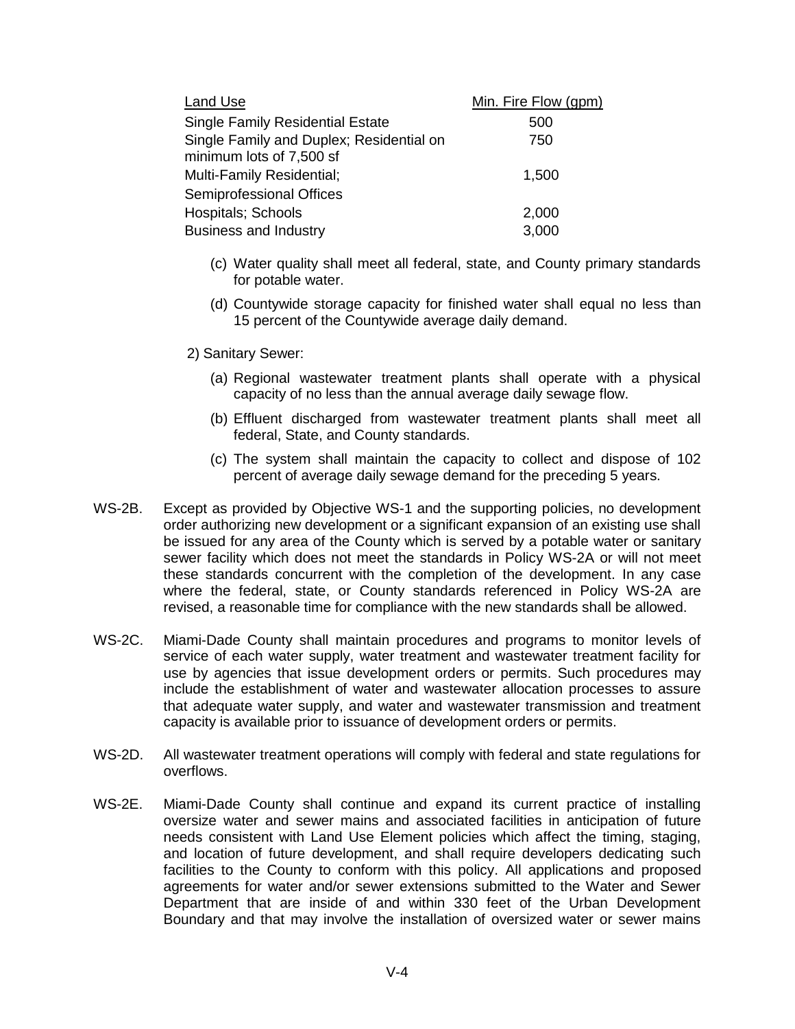| Land Use | Min. Fire Flow (gpm) |
|---|---|
| Single Family Residential Estate | 500 |
| Single Family and Duplex; Residential on minimum lots of 7,500 sf | 750 |
| Multi-Family Residential; Semiprofessional Offices | 1,500 |
| Hospitals; Schools | 2,000 |
| Business and Industry | 3,000 |

(c) Water quality shall meet all federal, state, and County primary standards for potable water.

(d) Countywide storage capacity for finished water shall equal no less than 15 percent of the Countywide average daily demand.

2) Sanitary Sewer:

(a) Regional wastewater treatment plants shall operate with a physical capacity of no less than the annual average daily sewage flow.

(b) Effluent discharged from wastewater treatment plants shall meet all federal, State, and County standards.

(c) The system shall maintain the capacity to collect and dispose of 102 percent of average daily sewage demand for the preceding 5 years.

WS-2B. Except as provided by Objective WS-1 and the supporting policies, no development order authorizing new development or a significant expansion of an existing use shall be issued for any area of the County which is served by a potable water or sanitary sewer facility which does not meet the standards in Policy WS-2A or will not meet these standards concurrent with the completion of the development. In any case where the federal, state, or County standards referenced in Policy WS-2A are revised, a reasonable time for compliance with the new standards shall be allowed.

WS-2C. Miami-Dade County shall maintain procedures and programs to monitor levels of service of each water supply, water treatment and wastewater treatment facility for use by agencies that issue development orders or permits. Such procedures may include the establishment of water and wastewater allocation processes to assure that adequate water supply, and water and wastewater transmission and treatment capacity is available prior to issuance of development orders or permits.

WS-2D. All wastewater treatment operations will comply with federal and state regulations for overflows.

WS-2E. Miami-Dade County shall continue and expand its current practice of installing oversize water and sewer mains and associated facilities in anticipation of future needs consistent with Land Use Element policies which affect the timing, staging, and location of future development, and shall require developers dedicating such facilities to the County to conform with this policy. All applications and proposed agreements for water and/or sewer extensions submitted to the Water and Sewer Department that are inside of and within 330 feet of the Urban Development Boundary and that may involve the installation of oversized water or sewer mains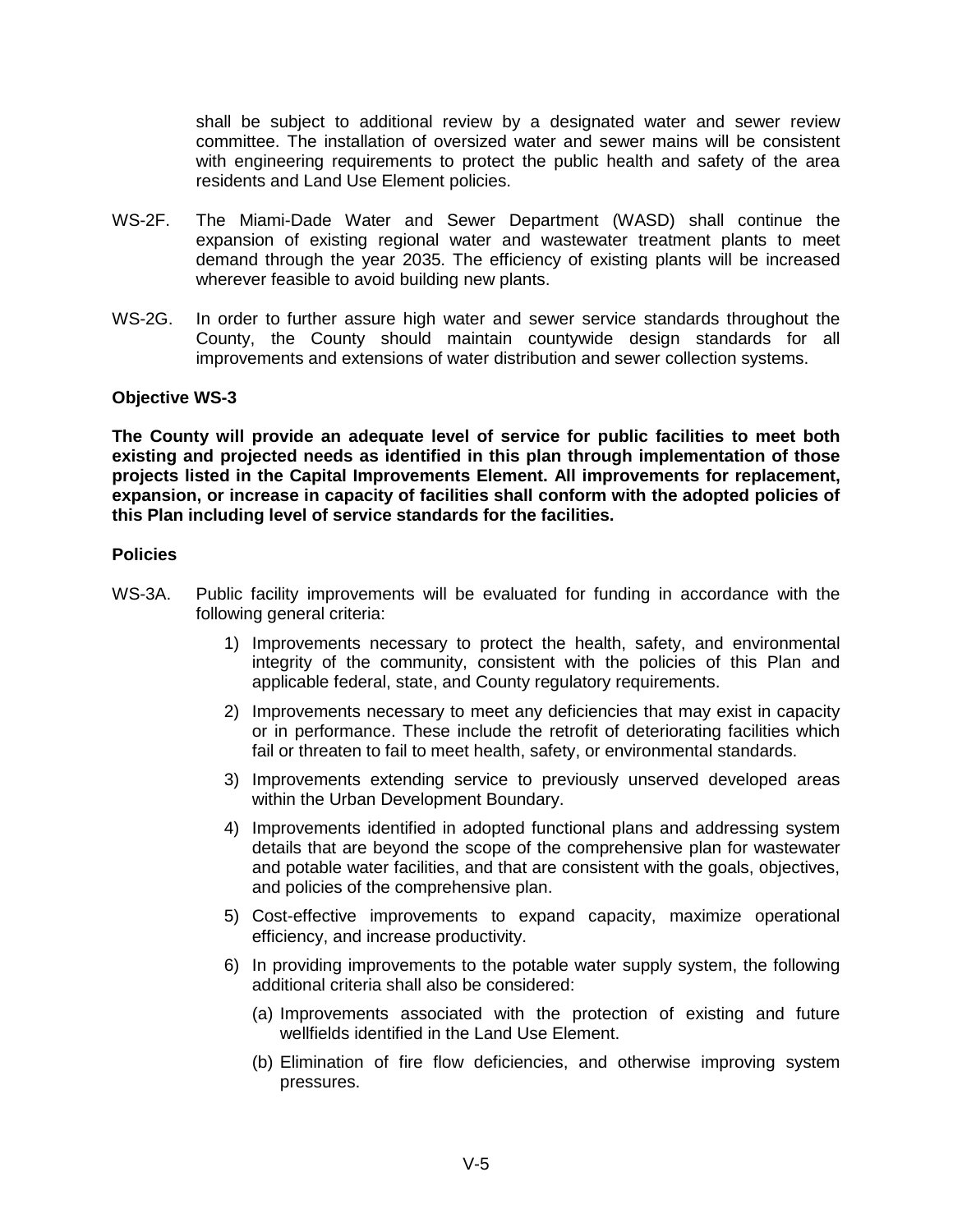shall be subject to additional review by a designated water and sewer review committee. The installation of oversized water and sewer mains will be consistent with engineering requirements to protect the public health and safety of the area residents and Land Use Element policies.

WS-2F. The Miami-Dade Water and Sewer Department (WASD) shall continue the expansion of existing regional water and wastewater treatment plants to meet demand through the year 2035. The efficiency of existing plants will be increased wherever feasible to avoid building new plants.

WS-2G. In order to further assure high water and sewer service standards throughout the County, the County should maintain countywide design standards for all improvements and extensions of water distribution and sewer collection systems.

**Objective WS-3**

**The County will provide an adequate level of service for public facilities to meet both existing and projected needs as identified in this plan through implementation of those projects listed in the Capital Improvements Element. All improvements for replacement, expansion, or increase in capacity of facilities shall conform with the adopted policies of this Plan including level of service standards for the facilities.**

**Policies**

WS-3A. Public facility improvements will be evaluated for funding in accordance with the following general criteria:

1) Improvements necessary to protect the health, safety, and environmental integrity of the community, consistent with the policies of this Plan and applicable federal, state, and County regulatory requirements.
2) Improvements necessary to meet any deficiencies that may exist in capacity or in performance. These include the retrofit of deteriorating facilities which fail or threaten to fail to meet health, safety, or environmental standards.
3) Improvements extending service to previously unserved developed areas within the Urban Development Boundary.
4) Improvements identified in adopted functional plans and addressing system details that are beyond the scope of the comprehensive plan for wastewater and potable water facilities, and that are consistent with the goals, objectives, and policies of the comprehensive plan.
5) Cost-effective improvements to expand capacity, maximize operational efficiency, and increase productivity.
6) In providing improvements to the potable water supply system, the following additional criteria shall also be considered:
   (a) Improvements associated with the protection of existing and future wellfields identified in the Land Use Element.
   (b) Elimination of fire flow deficiencies, and otherwise improving system pressures.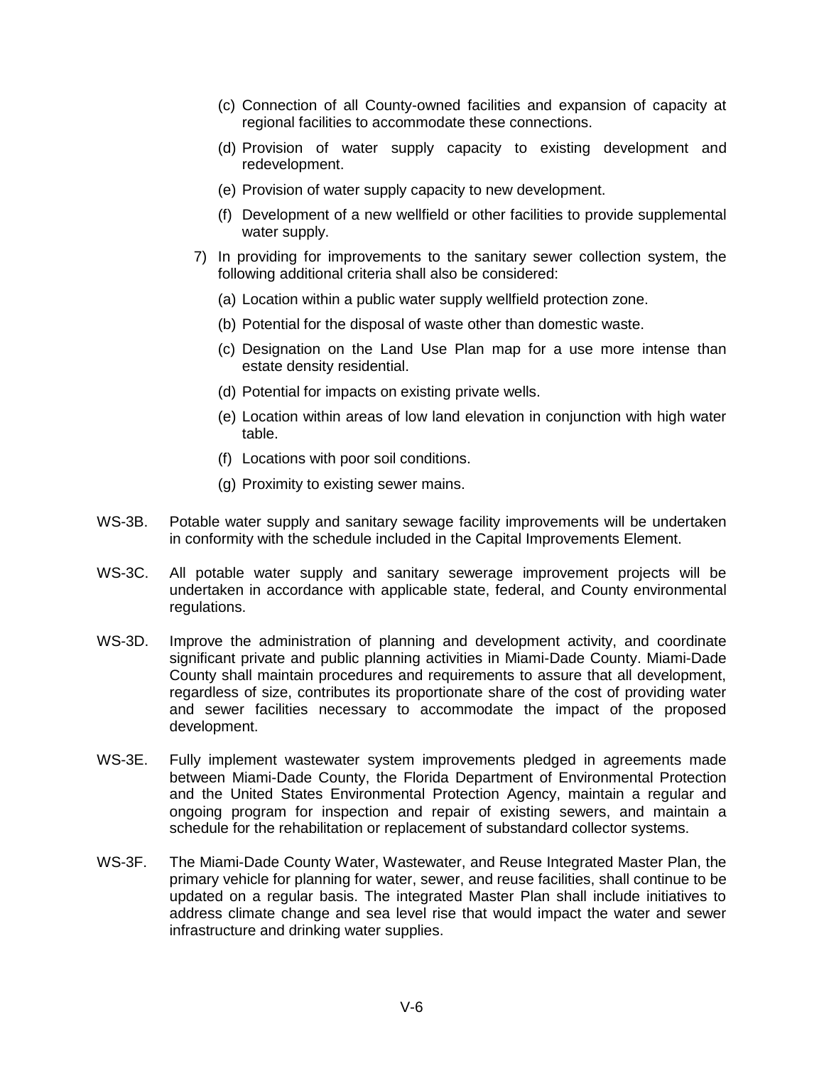(c) Connection of all County-owned facilities and expansion of capacity at regional facilities to accommodate these connections.

(d) Provision of water supply capacity to existing development and redevelopment.

(e) Provision of water supply capacity to new development.

(f) Development of a new wellfield or other facilities to provide supplemental water supply.

7) In providing for improvements to the sanitary sewer collection system, the following additional criteria shall also be considered:

(a) Location within a public water supply wellfield protection zone.

(b) Potential for the disposal of waste other than domestic waste.

(c) Designation on the Land Use Plan map for a use more intense than estate density residential.

(d) Potential for impacts on existing private wells.

(e) Location within areas of low land elevation in conjunction with high water table.

(f) Locations with poor soil conditions.

(g) Proximity to existing sewer mains.

WS-3B. Potable water supply and sanitary sewage facility improvements will be undertaken in conformity with the schedule included in the Capital Improvements Element.

WS-3C. All potable water supply and sanitary sewerage improvement projects will be undertaken in accordance with applicable state, federal, and County environmental regulations.

WS-3D. Improve the administration of planning and development activity, and coordinate significant private and public planning activities in Miami-Dade County. Miami-Dade County shall maintain procedures and requirements to assure that all development, regardless of size, contributes its proportionate share of the cost of providing water and sewer facilities necessary to accommodate the impact of the proposed development.

WS-3E. Fully implement wastewater system improvements pledged in agreements made between Miami-Dade County, the Florida Department of Environmental Protection and the United States Environmental Protection Agency, maintain a regular and ongoing program for inspection and repair of existing sewers, and maintain a schedule for the rehabilitation or replacement of substandard collector systems.

WS-3F. The Miami-Dade County Water, Wastewater, and Reuse Integrated Master Plan, the primary vehicle for planning for water, sewer, and reuse facilities, shall continue to be updated on a regular basis. The integrated Master Plan shall include initiatives to address climate change and sea level rise that would impact the water and sewer infrastructure and drinking water supplies.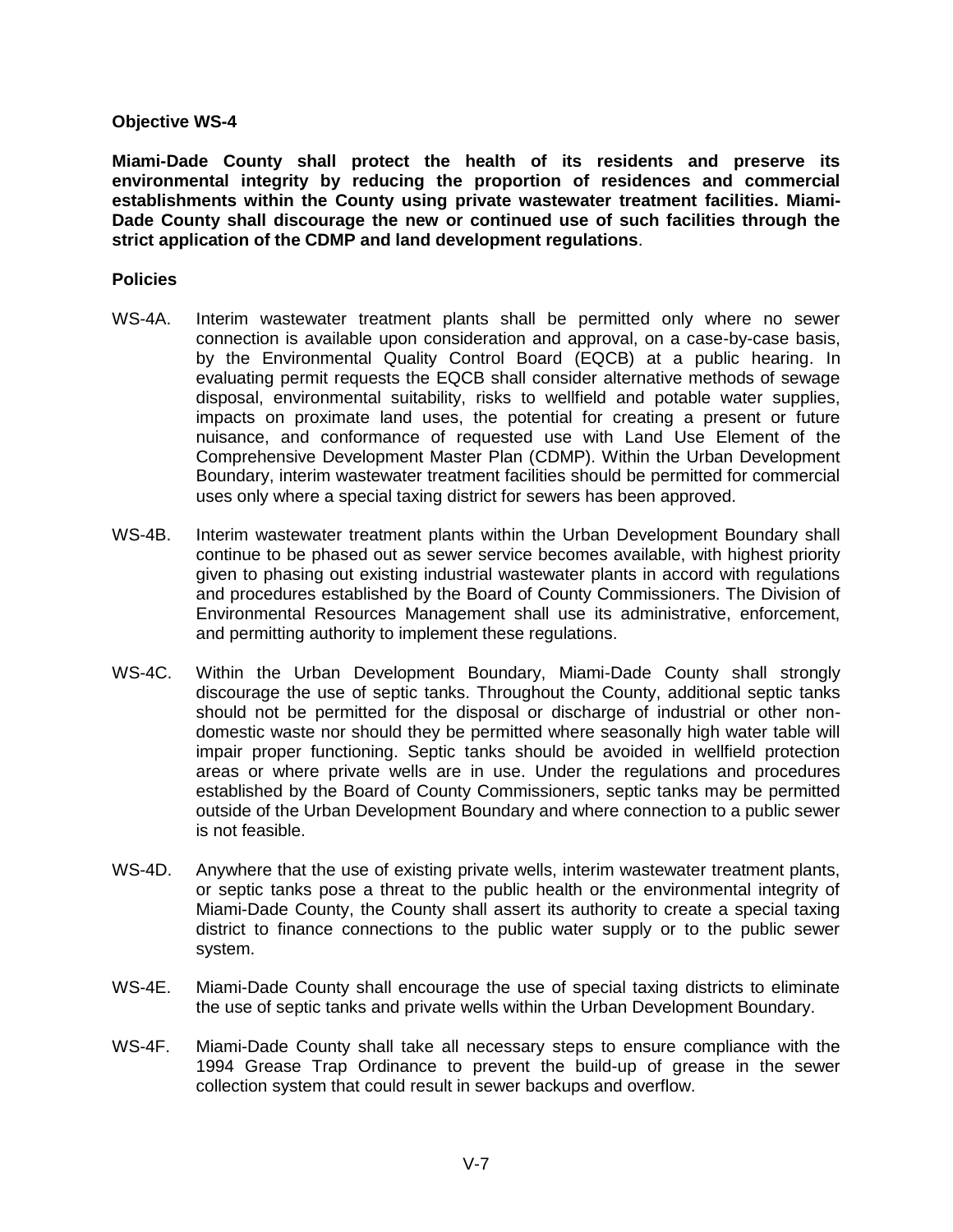**Objective WS-4**

**Miami-Dade County shall protect the health of its residents and preserve its environmental integrity by reducing the proportion of residences and commercial establishments within the County using private wastewater treatment facilities. Miami-Dade County shall discourage the new or continued use of such facilities through the strict application of the CDMP and land development regulations**.

**Policies**

WS-4A. Interim wastewater treatment plants shall be permitted only where no sewer connection is available upon consideration and approval, on a case-by-case basis, by the Environmental Quality Control Board (EQCB) at a public hearing. In evaluating permit requests the EQCB shall consider alternative methods of sewage disposal, environmental suitability, risks to wellfield and potable water supplies, impacts on proximate land uses, the potential for creating a present or future nuisance, and conformance of requested use with Land Use Element of the Comprehensive Development Master Plan (CDMP). Within the Urban Development Boundary, interim wastewater treatment facilities should be permitted for commercial uses only where a special taxing district for sewers has been approved.

WS-4B. Interim wastewater treatment plants within the Urban Development Boundary shall continue to be phased out as sewer service becomes available, with highest priority given to phasing out existing industrial wastewater plants in accord with regulations and procedures established by the Board of County Commissioners. The Division of Environmental Resources Management shall use its administrative, enforcement, and permitting authority to implement these regulations.

WS-4C. Within the Urban Development Boundary, Miami-Dade County shall strongly discourage the use of septic tanks. Throughout the County, additional septic tanks should not be permitted for the disposal or discharge of industrial or other non-domestic waste nor should they be permitted where seasonally high water table will impair proper functioning. Septic tanks should be avoided in wellfield protection areas or where private wells are in use. Under the regulations and procedures established by the Board of County Commissioners, septic tanks may be permitted outside of the Urban Development Boundary and where connection to a public sewer is not feasible.

WS-4D. Anywhere that the use of existing private wells, interim wastewater treatment plants, or septic tanks pose a threat to the public health or the environmental integrity of Miami-Dade County, the County shall assert its authority to create a special taxing district to finance connections to the public water supply or to the public sewer system.

WS-4E. Miami-Dade County shall encourage the use of special taxing districts to eliminate the use of septic tanks and private wells within the Urban Development Boundary.

WS-4F. Miami-Dade County shall take all necessary steps to ensure compliance with the 1994 Grease Trap Ordinance to prevent the build-up of grease in the sewer collection system that could result in sewer backups and overflow.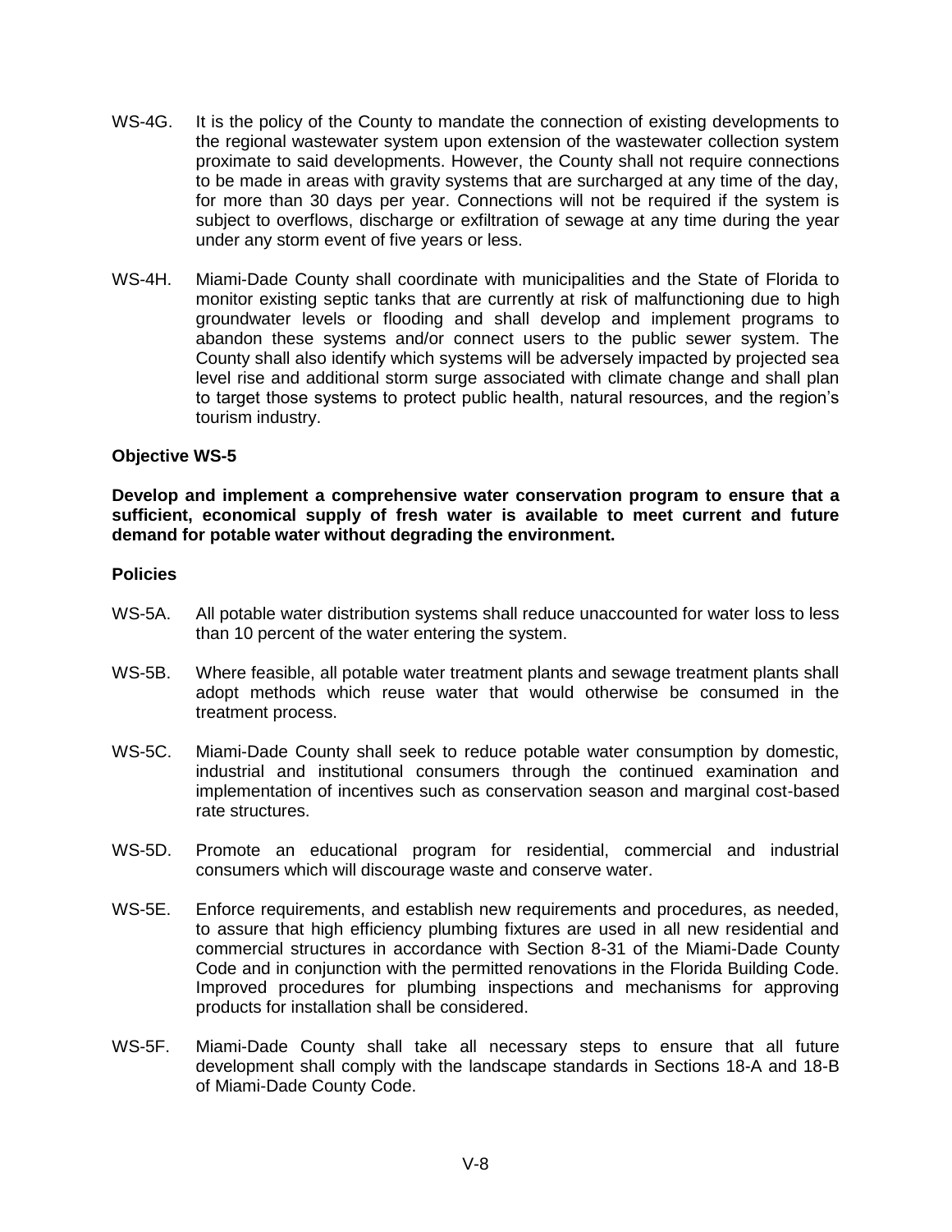WS-4G. It is the policy of the County to mandate the connection of existing developments to the regional wastewater system upon extension of the wastewater collection system proximate to said developments. However, the County shall not require connections to be made in areas with gravity systems that are surcharged at any time of the day, for more than 30 days per year. Connections will not be required if the system is subject to overflows, discharge or exfiltration of sewage at any time during the year under any storm event of five years or less.

WS-4H. Miami-Dade County shall coordinate with municipalities and the State of Florida to monitor existing septic tanks that are currently at risk of malfunctioning due to high groundwater levels or flooding and shall develop and implement programs to abandon these systems and/or connect users to the public sewer system. The County shall also identify which systems will be adversely impacted by projected sea level rise and additional storm surge associated with climate change and shall plan to target those systems to protect public health, natural resources, and the region's tourism industry.

**Objective WS-5**

**Develop and implement a comprehensive water conservation program to ensure that a sufficient, economical supply of fresh water is available to meet current and future demand for potable water without degrading the environment.**

**Policies**

WS-5A. All potable water distribution systems shall reduce unaccounted for water loss to less than 10 percent of the water entering the system.

WS-5B. Where feasible, all potable water treatment plants and sewage treatment plants shall adopt methods which reuse water that would otherwise be consumed in the treatment process.

WS-5C. Miami-Dade County shall seek to reduce potable water consumption by domestic, industrial and institutional consumers through the continued examination and implementation of incentives such as conservation season and marginal cost-based rate structures.

WS-5D. Promote an educational program for residential, commercial and industrial consumers which will discourage waste and conserve water.

WS-5E. Enforce requirements, and establish new requirements and procedures, as needed, to assure that high efficiency plumbing fixtures are used in all new residential and commercial structures in accordance with Section 8-31 of the Miami-Dade County Code and in conjunction with the permitted renovations in the Florida Building Code. Improved procedures for plumbing inspections and mechanisms for approving products for installation shall be considered.

WS-5F. Miami-Dade County shall take all necessary steps to ensure that all future development shall comply with the landscape standards in Sections 18-A and 18-B of Miami-Dade County Code.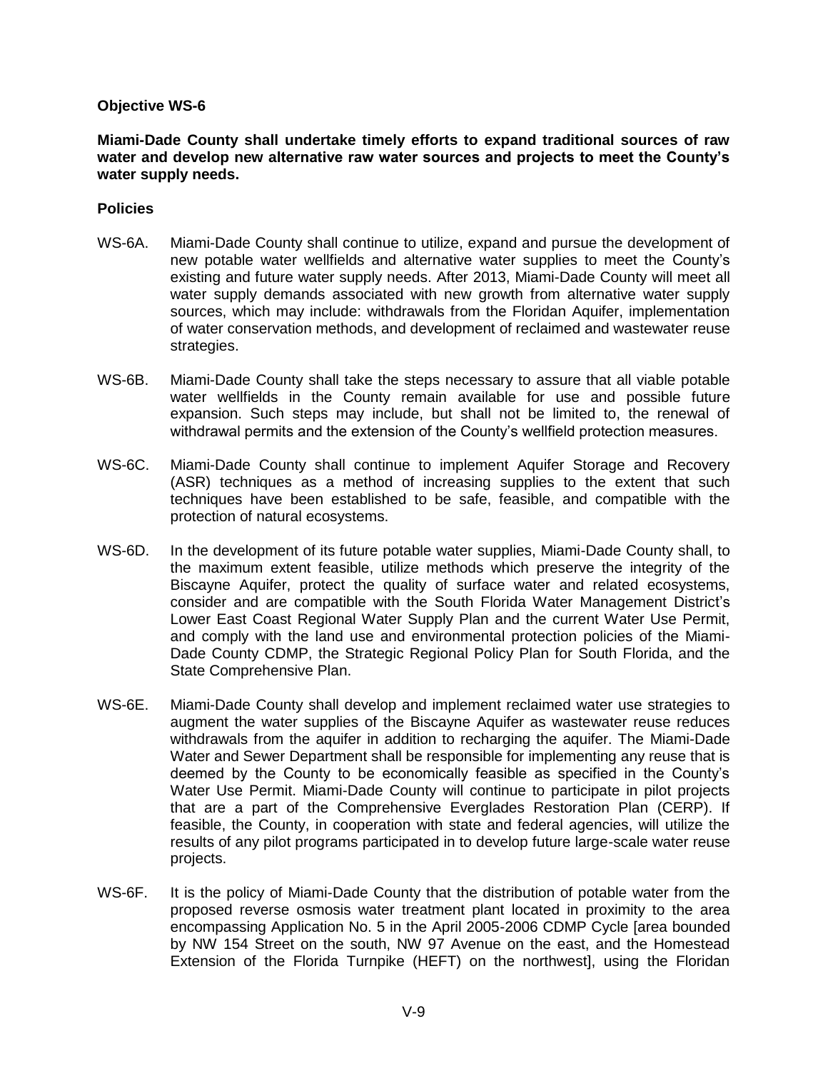**Objective WS-6**

**Miami-Dade County shall undertake timely efforts to expand traditional sources of raw water and develop new alternative raw water sources and projects to meet the County's water supply needs.**

**Policies**

WS-6A. Miami-Dade County shall continue to utilize, expand and pursue the development of new potable water wellfields and alternative water supplies to meet the County's existing and future water supply needs. After 2013, Miami-Dade County will meet all water supply demands associated with new growth from alternative water supply sources, which may include: withdrawals from the Floridan Aquifer, implementation of water conservation methods, and development of reclaimed and wastewater reuse strategies.

WS-6B. Miami-Dade County shall take the steps necessary to assure that all viable potable water wellfields in the County remain available for use and possible future expansion. Such steps may include, but shall not be limited to, the renewal of withdrawal permits and the extension of the County's wellfield protection measures.

WS-6C. Miami-Dade County shall continue to implement Aquifer Storage and Recovery (ASR) techniques as a method of increasing supplies to the extent that such techniques have been established to be safe, feasible, and compatible with the protection of natural ecosystems.

WS-6D. In the development of its future potable water supplies, Miami-Dade County shall, to the maximum extent feasible, utilize methods which preserve the integrity of the Biscayne Aquifer, protect the quality of surface water and related ecosystems, consider and are compatible with the South Florida Water Management District's Lower East Coast Regional Water Supply Plan and the current Water Use Permit, and comply with the land use and environmental protection policies of the Miami-Dade County CDMP, the Strategic Regional Policy Plan for South Florida, and the State Comprehensive Plan.

WS-6E. Miami-Dade County shall develop and implement reclaimed water use strategies to augment the water supplies of the Biscayne Aquifer as wastewater reuse reduces withdrawals from the aquifer in addition to recharging the aquifer. The Miami-Dade Water and Sewer Department shall be responsible for implementing any reuse that is deemed by the County to be economically feasible as specified in the County's Water Use Permit. Miami-Dade County will continue to participate in pilot projects that are a part of the Comprehensive Everglades Restoration Plan (CERP). If feasible, the County, in cooperation with state and federal agencies, will utilize the results of any pilot programs participated in to develop future large-scale water reuse projects.

WS-6F. It is the policy of Miami-Dade County that the distribution of potable water from the proposed reverse osmosis water treatment plant located in proximity to the area encompassing Application No. 5 in the April 2005-2006 CDMP Cycle [area bounded by NW 154 Street on the south, NW 97 Avenue on the east, and the Homestead Extension of the Florida Turnpike (HEFT) on the northwest], using the Floridan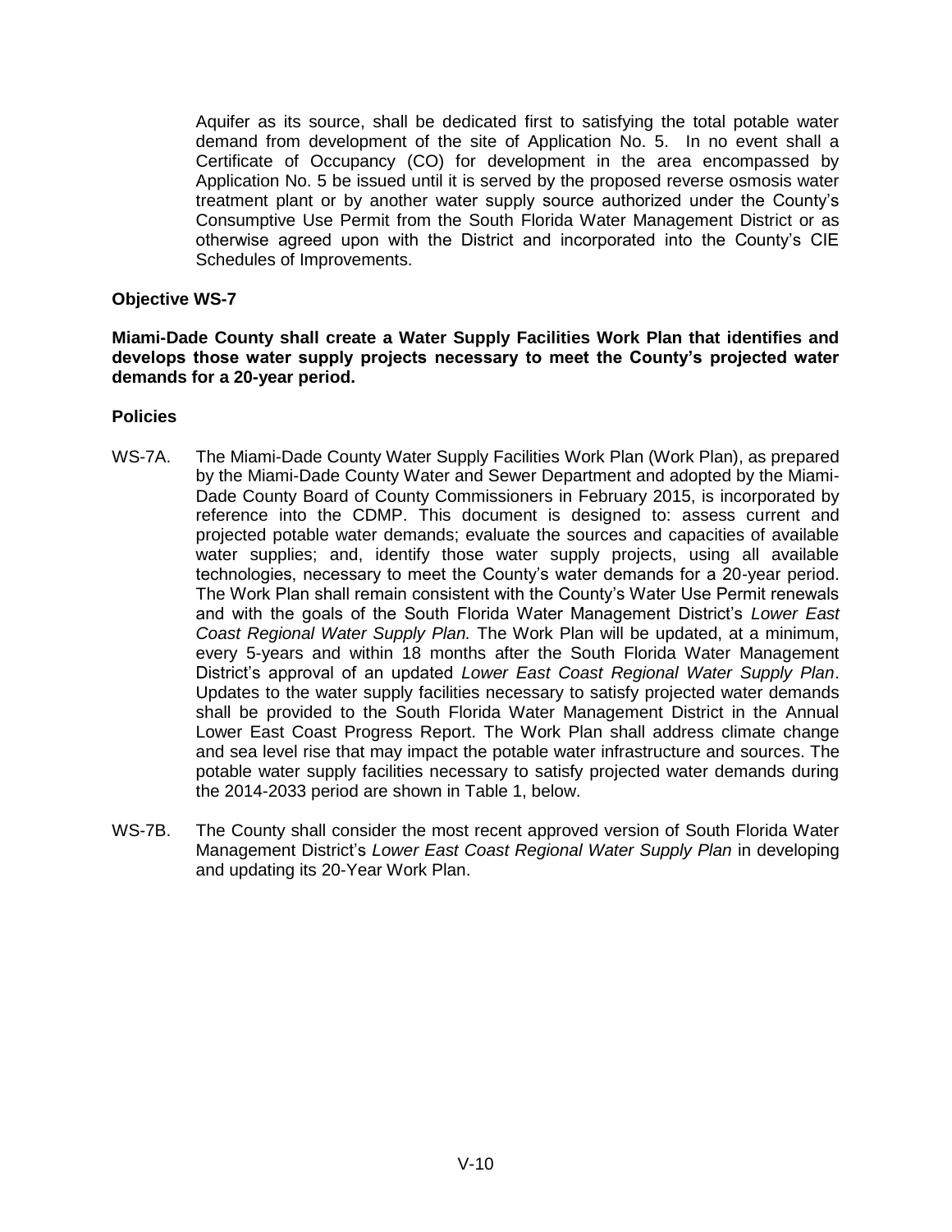Aquifer as its source, shall be dedicated first to satisfying the total potable water demand from development of the site of Application No. 5. In no event shall a Certificate of Occupancy (CO) for development in the area encompassed by Application No. 5 be issued until it is served by the proposed reverse osmosis water treatment plant or by another water supply source authorized under the County's Consumptive Use Permit from the South Florida Water Management District or as otherwise agreed upon with the District and incorporated into the County's CIE Schedules of Improvements.

**Objective WS-7**

**Miami-Dade County shall create a Water Supply Facilities Work Plan that identifies and develops those water supply projects necessary to meet the County's projected water demands for a 20-year period.**

**Policies**

WS-7A. The Miami-Dade County Water Supply Facilities Work Plan (Work Plan), as prepared by the Miami-Dade County Water and Sewer Department and adopted by the Miami-Dade County Board of County Commissioners in February 2015, is incorporated by reference into the CDMP. This document is designed to: assess current and projected potable water demands; evaluate the sources and capacities of available water supplies; and, identify those water supply projects, using all available technologies, necessary to meet the County's water demands for a 20-year period. The Work Plan shall remain consistent with the County's Water Use Permit renewals and with the goals of the South Florida Water Management District's *Lower East Coast Regional Water Supply Plan.* The Work Plan will be updated, at a minimum, every 5-years and within 18 months after the South Florida Water Management District's approval of an updated *Lower East Coast Regional Water Supply Plan*. Updates to the water supply facilities necessary to satisfy projected water demands shall be provided to the South Florida Water Management District in the Annual Lower East Coast Progress Report. The Work Plan shall address climate change and sea level rise that may impact the potable water infrastructure and sources. The potable water supply facilities necessary to satisfy projected water demands during the 2014-2033 period are shown in Table 1, below.

WS-7B. The County shall consider the most recent approved version of South Florida Water Management District's *Lower East Coast Regional Water Supply Plan* in developing and updating its 20-Year Work Plan.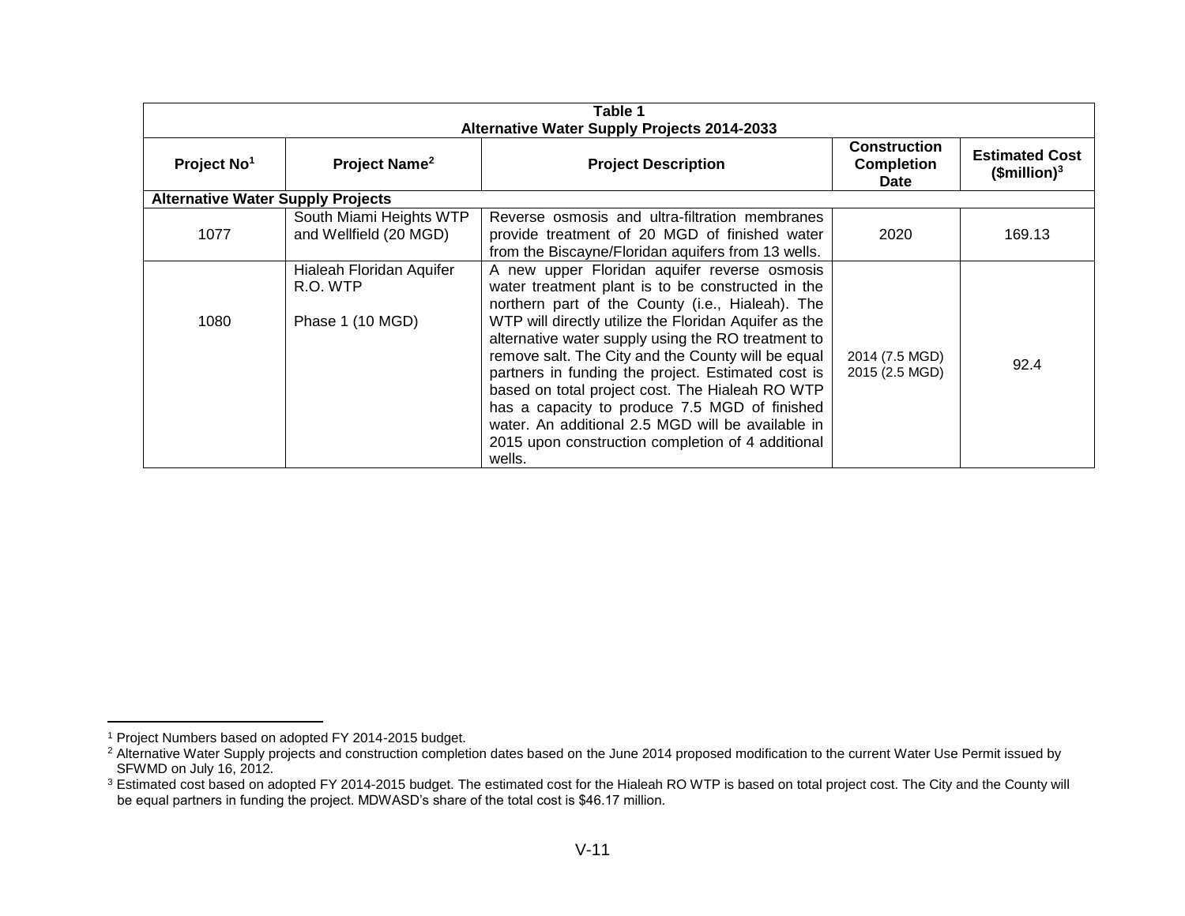**Table 1**
**Alternative Water Supply Projects 2014-2033**

| Project No[1] | Project Name[2] | Project Description | Construction Completion Date | Estimated Cost ($million)[3] |
|---|---|---|---|---|
| **Alternative Water Supply Projects** | | | | |
| 1077 | South Miami Heights WTP and Wellfield (20 MGD) | Reverse osmosis and ultra-filtration membranes provide treatment of 20 MGD of finished water from the Biscayne/Floridan aquifers from 13 wells. | 2020 | 169.13 |
| 1080 | Hialeah Floridan Aquifer R.O. WTP<br><br>Phase 1 (10 MGD) | A new upper Floridan aquifer reverse osmosis water treatment plant is to be constructed in the northern part of the County (i.e., Hialeah). The WTP will directly utilize the Floridan Aquifer as the alternative water supply using the RO treatment to remove salt. The City and the County will be equal partners in funding the project. Estimated cost is based on total project cost. The Hialeah RO WTP has a capacity to produce 7.5 MGD of finished water. An additional 2.5 MGD will be available in 2015 upon construction completion of 4 additional wells. | 2014 (7.5 MGD)<br>2015 (2.5 MGD) | 92.4 |

[1] Project Numbers based on adopted FY 2014-2015 budget.

[2] Alternative Water Supply projects and construction completion dates based on the June 2014 proposed modification to the current Water Use Permit issued by SFWMD on July 16, 2012.

[3] Estimated cost based on adopted FY 2014-2015 budget. The estimated cost for the Hialeah RO WTP is based on total project cost. The City and the County will be equal partners in funding the project. MDWASD's share of the total cost is $46.17 million.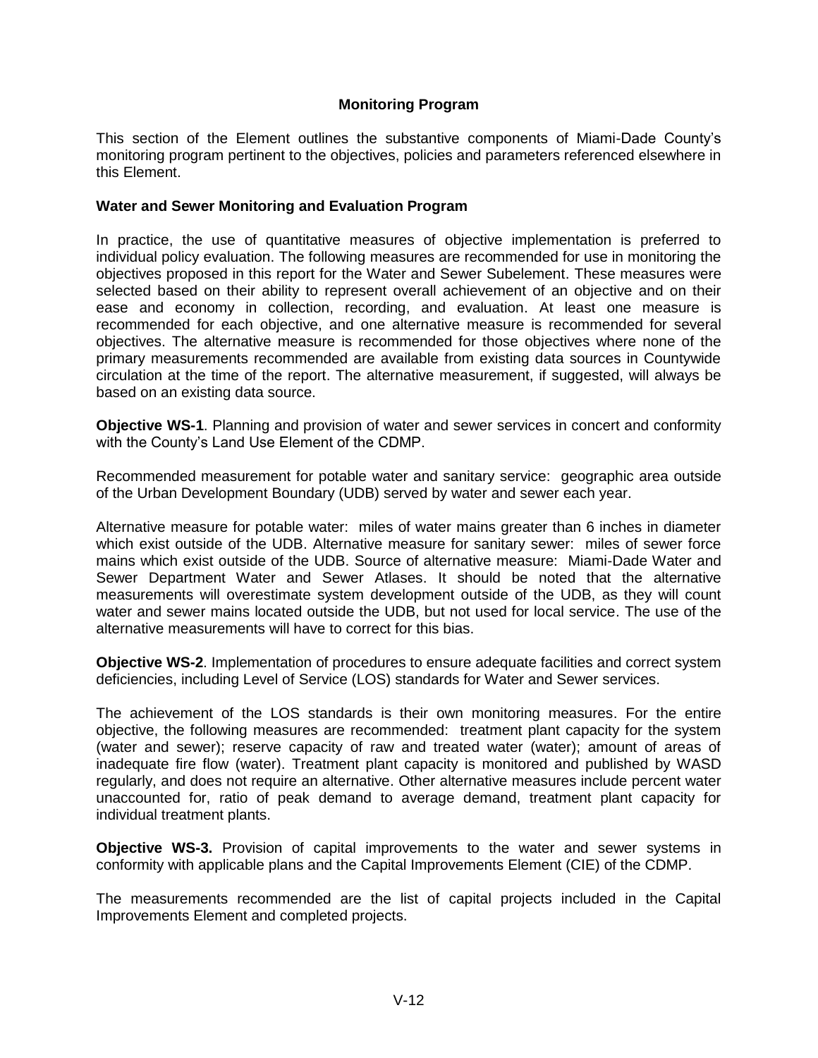## Monitoring Program

This section of the Element outlines the substantive components of Miami-Dade County's monitoring program pertinent to the objectives, policies and parameters referenced elsewhere in this Element.

### Water and Sewer Monitoring and Evaluation Program

In practice, the use of quantitative measures of objective implementation is preferred to individual policy evaluation. The following measures are recommended for use in monitoring the objectives proposed in this report for the Water and Sewer Subelement. These measures were selected based on their ability to represent overall achievement of an objective and on their ease and economy in collection, recording, and evaluation. At least one measure is recommended for each objective, and one alternative measure is recommended for several objectives. The alternative measure is recommended for those objectives where none of the primary measurements recommended are available from existing data sources in Countywide circulation at the time of the report. The alternative measurement, if suggested, will always be based on an existing data source.

**Objective WS-1**. Planning and provision of water and sewer services in concert and conformity with the County's Land Use Element of the CDMP.

Recommended measurement for potable water and sanitary service: geographic area outside of the Urban Development Boundary (UDB) served by water and sewer each year.

Alternative measure for potable water: miles of water mains greater than 6 inches in diameter which exist outside of the UDB. Alternative measure for sanitary sewer: miles of sewer force mains which exist outside of the UDB. Source of alternative measure: Miami-Dade Water and Sewer Department Water and Sewer Atlases. It should be noted that the alternative measurements will overestimate system development outside of the UDB, as they will count water and sewer mains located outside the UDB, but not used for local service. The use of the alternative measurements will have to correct for this bias.

**Objective WS-2**. Implementation of procedures to ensure adequate facilities and correct system deficiencies, including Level of Service (LOS) standards for Water and Sewer services.

The achievement of the LOS standards is their own monitoring measures. For the entire objective, the following measures are recommended: treatment plant capacity for the system (water and sewer); reserve capacity of raw and treated water (water); amount of areas of inadequate fire flow (water). Treatment plant capacity is monitored and published by WASD regularly, and does not require an alternative. Other alternative measures include percent water unaccounted for, ratio of peak demand to average demand, treatment plant capacity for individual treatment plants.

**Objective WS-3.** Provision of capital improvements to the water and sewer systems in conformity with applicable plans and the Capital Improvements Element (CIE) of the CDMP.

The measurements recommended are the list of capital projects included in the Capital Improvements Element and completed projects.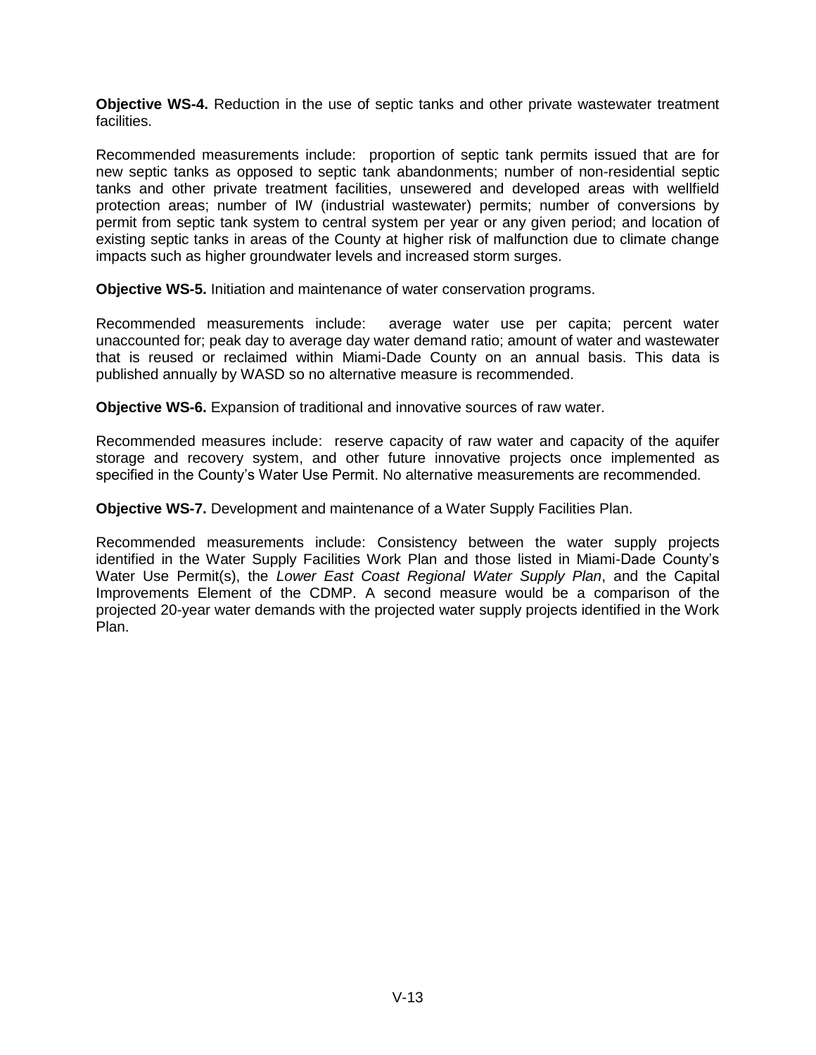**Objective WS-4.** Reduction in the use of septic tanks and other private wastewater treatment facilities.

Recommended measurements include: proportion of septic tank permits issued that are for new septic tanks as opposed to septic tank abandonments; number of non-residential septic tanks and other private treatment facilities, unsewered and developed areas with wellfield protection areas; number of IW (industrial wastewater) permits; number of conversions by permit from septic tank system to central system per year or any given period; and location of existing septic tanks in areas of the County at higher risk of malfunction due to climate change impacts such as higher groundwater levels and increased storm surges.

**Objective WS-5.** Initiation and maintenance of water conservation programs.

Recommended measurements include: average water use per capita; percent water unaccounted for; peak day to average day water demand ratio; amount of water and wastewater that is reused or reclaimed within Miami-Dade County on an annual basis. This data is published annually by WASD so no alternative measure is recommended.

**Objective WS-6.** Expansion of traditional and innovative sources of raw water.

Recommended measures include: reserve capacity of raw water and capacity of the aquifer storage and recovery system, and other future innovative projects once implemented as specified in the County's Water Use Permit. No alternative measurements are recommended.

**Objective WS-7.** Development and maintenance of a Water Supply Facilities Plan.

Recommended measurements include: Consistency between the water supply projects identified in the Water Supply Facilities Work Plan and those listed in Miami-Dade County's Water Use Permit(s), the *Lower East Coast Regional Water Supply Plan*, and the Capital Improvements Element of the CDMP. A second measure would be a comparison of the projected 20-year water demands with the projected water supply projects identified in the Work Plan.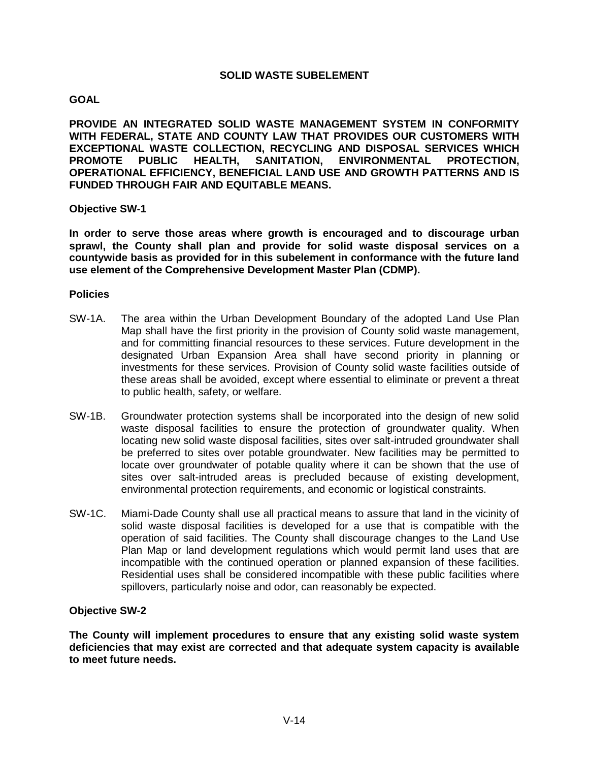## SOLID WASTE SUBELEMENT

### GOAL

**PROVIDE AN INTEGRATED SOLID WASTE MANAGEMENT SYSTEM IN CONFORMITY WITH FEDERAL, STATE AND COUNTY LAW THAT PROVIDES OUR CUSTOMERS WITH EXCEPTIONAL WASTE COLLECTION, RECYCLING AND DISPOSAL SERVICES WHICH PROMOTE PUBLIC HEALTH, SANITATION, ENVIRONMENTAL PROTECTION, OPERATIONAL EFFICIENCY, BENEFICIAL LAND USE AND GROWTH PATTERNS AND IS FUNDED THROUGH FAIR AND EQUITABLE MEANS.**

### Objective SW-1

**In order to serve those areas where growth is encouraged and to discourage urban sprawl, the County shall plan and provide for solid waste disposal services on a countywide basis as provided for in this subelement in conformance with the future land use element of the Comprehensive Development Master Plan (CDMP).**

### Policies

SW-1A. The area within the Urban Development Boundary of the adopted Land Use Plan Map shall have the first priority in the provision of County solid waste management, and for committing financial resources to these services. Future development in the designated Urban Expansion Area shall have second priority in planning or investments for these services. Provision of County solid waste facilities outside of these areas shall be avoided, except where essential to eliminate or prevent a threat to public health, safety, or welfare.

SW-1B. Groundwater protection systems shall be incorporated into the design of new solid waste disposal facilities to ensure the protection of groundwater quality. When locating new solid waste disposal facilities, sites over salt-intruded groundwater shall be preferred to sites over potable groundwater. New facilities may be permitted to locate over groundwater of potable quality where it can be shown that the use of sites over salt-intruded areas is precluded because of existing development, environmental protection requirements, and economic or logistical constraints.

SW-1C. Miami-Dade County shall use all practical means to assure that land in the vicinity of solid waste disposal facilities is developed for a use that is compatible with the operation of said facilities. The County shall discourage changes to the Land Use Plan Map or land development regulations which would permit land uses that are incompatible with the continued operation or planned expansion of these facilities. Residential uses shall be considered incompatible with these public facilities where spillovers, particularly noise and odor, can reasonably be expected.

### Objective SW-2

**The County will implement procedures to ensure that any existing solid waste system deficiencies that may exist are corrected and that adequate system capacity is available to meet future needs.**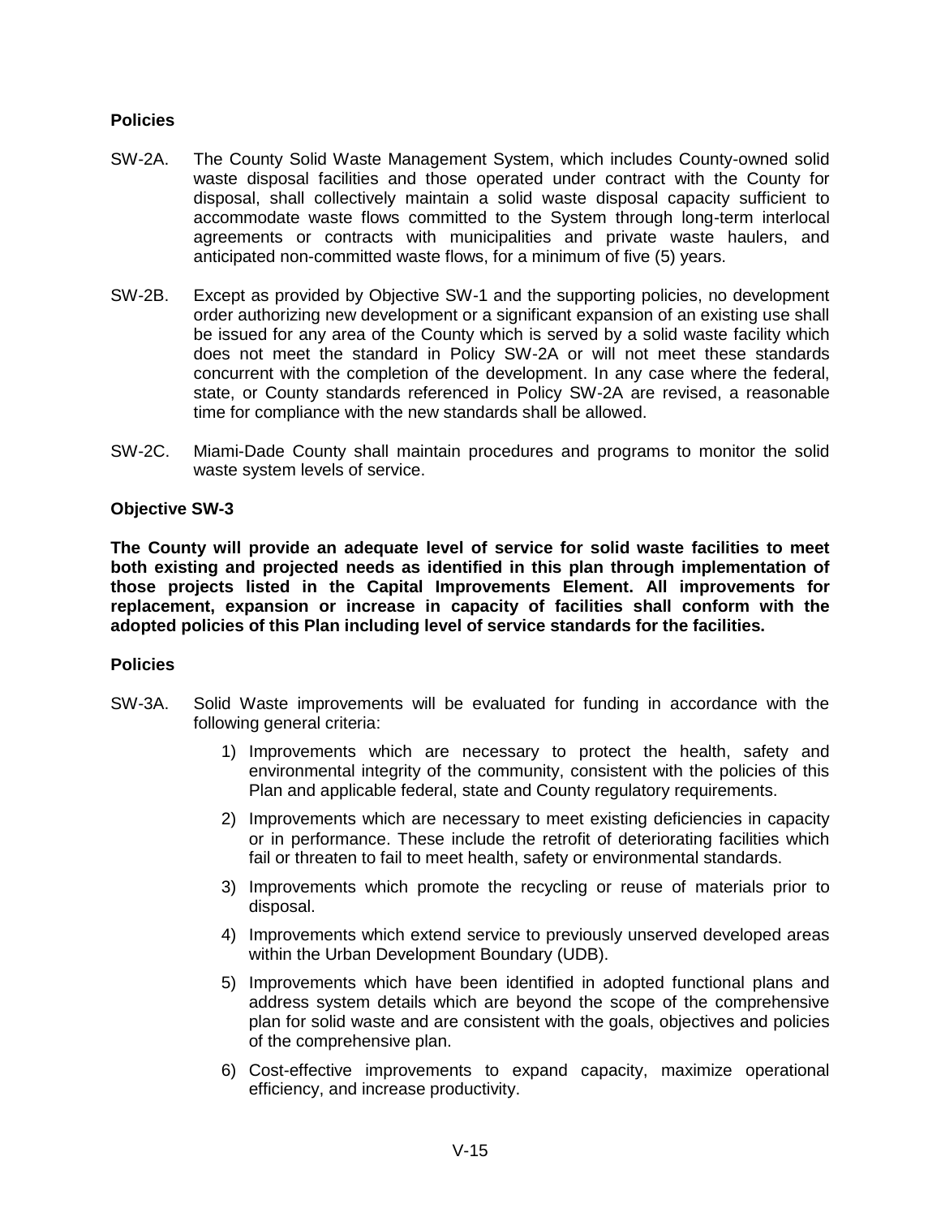**Policies**

SW-2A. The County Solid Waste Management System, which includes County-owned solid waste disposal facilities and those operated under contract with the County for disposal, shall collectively maintain a solid waste disposal capacity sufficient to accommodate waste flows committed to the System through long-term interlocal agreements or contracts with municipalities and private waste haulers, and anticipated non-committed waste flows, for a minimum of five (5) years.

SW-2B. Except as provided by Objective SW-1 and the supporting policies, no development order authorizing new development or a significant expansion of an existing use shall be issued for any area of the County which is served by a solid waste facility which does not meet the standard in Policy SW-2A or will not meet these standards concurrent with the completion of the development. In any case where the federal, state, or County standards referenced in Policy SW-2A are revised, a reasonable time for compliance with the new standards shall be allowed.

SW-2C. Miami-Dade County shall maintain procedures and programs to monitor the solid waste system levels of service.

**Objective SW-3**

**The County will provide an adequate level of service for solid waste facilities to meet both existing and projected needs as identified in this plan through implementation of those projects listed in the Capital Improvements Element. All improvements for replacement, expansion or increase in capacity of facilities shall conform with the adopted policies of this Plan including level of service standards for the facilities.**

**Policies**

SW-3A. Solid Waste improvements will be evaluated for funding in accordance with the following general criteria:

1) Improvements which are necessary to protect the health, safety and environmental integrity of the community, consistent with the policies of this Plan and applicable federal, state and County regulatory requirements.

2) Improvements which are necessary to meet existing deficiencies in capacity or in performance. These include the retrofit of deteriorating facilities which fail or threaten to fail to meet health, safety or environmental standards.

3) Improvements which promote the recycling or reuse of materials prior to disposal.

4) Improvements which extend service to previously unserved developed areas within the Urban Development Boundary (UDB).

5) Improvements which have been identified in adopted functional plans and address system details which are beyond the scope of the comprehensive plan for solid waste and are consistent with the goals, objectives and policies of the comprehensive plan.

6) Cost-effective improvements to expand capacity, maximize operational efficiency, and increase productivity.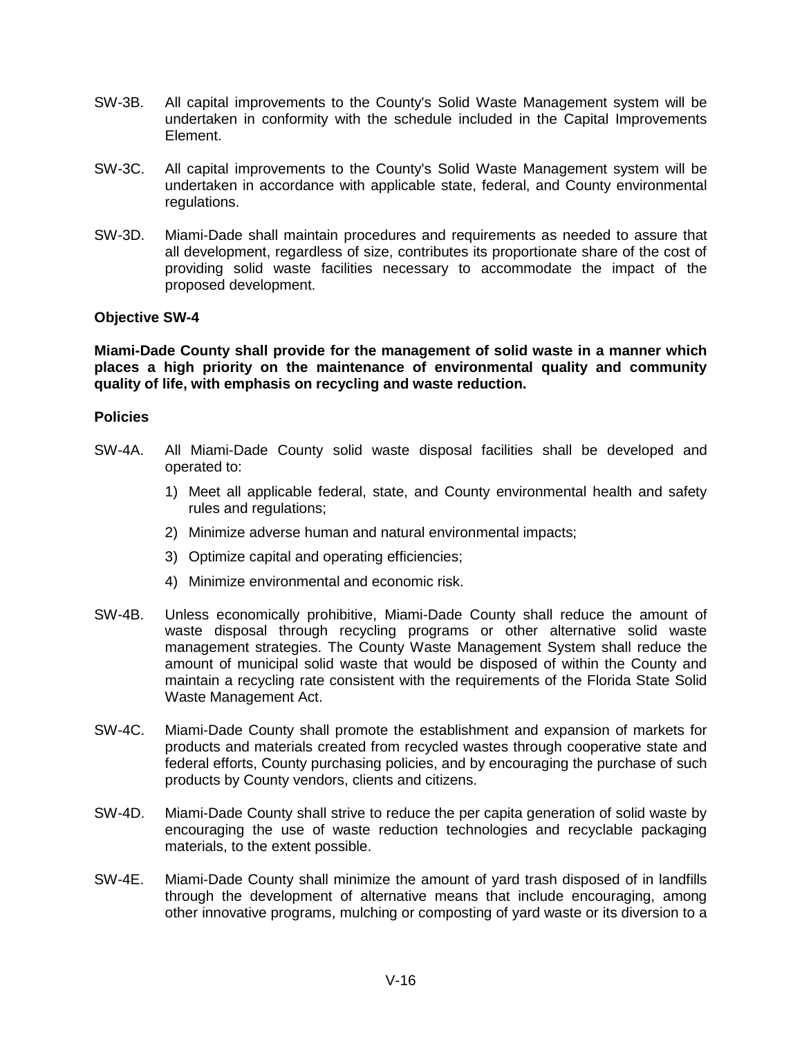SW-3B. All capital improvements to the County's Solid Waste Management system will be undertaken in conformity with the schedule included in the Capital Improvements Element.

SW-3C. All capital improvements to the County's Solid Waste Management system will be undertaken in accordance with applicable state, federal, and County environmental regulations.

SW-3D. Miami-Dade shall maintain procedures and requirements as needed to assure that all development, regardless of size, contributes its proportionate share of the cost of providing solid waste facilities necessary to accommodate the impact of the proposed development.

**Objective SW-4**

**Miami-Dade County shall provide for the management of solid waste in a manner which places a high priority on the maintenance of environmental quality and community quality of life, with emphasis on recycling and waste reduction.**

**Policies**

SW-4A. All Miami-Dade County solid waste disposal facilities shall be developed and operated to:

1) Meet all applicable federal, state, and County environmental health and safety rules and regulations;
2) Minimize adverse human and natural environmental impacts;
3) Optimize capital and operating efficiencies;
4) Minimize environmental and economic risk.

SW-4B. Unless economically prohibitive, Miami-Dade County shall reduce the amount of waste disposal through recycling programs or other alternative solid waste management strategies. The County Waste Management System shall reduce the amount of municipal solid waste that would be disposed of within the County and maintain a recycling rate consistent with the requirements of the Florida State Solid Waste Management Act.

SW-4C. Miami-Dade County shall promote the establishment and expansion of markets for products and materials created from recycled wastes through cooperative state and federal efforts, County purchasing policies, and by encouraging the purchase of such products by County vendors, clients and citizens.

SW-4D. Miami-Dade County shall strive to reduce the per capita generation of solid waste by encouraging the use of waste reduction technologies and recyclable packaging materials, to the extent possible.

SW-4E. Miami-Dade County shall minimize the amount of yard trash disposed of in landfills through the development of alternative means that include encouraging, among other innovative programs, mulching or composting of yard waste or its diversion to a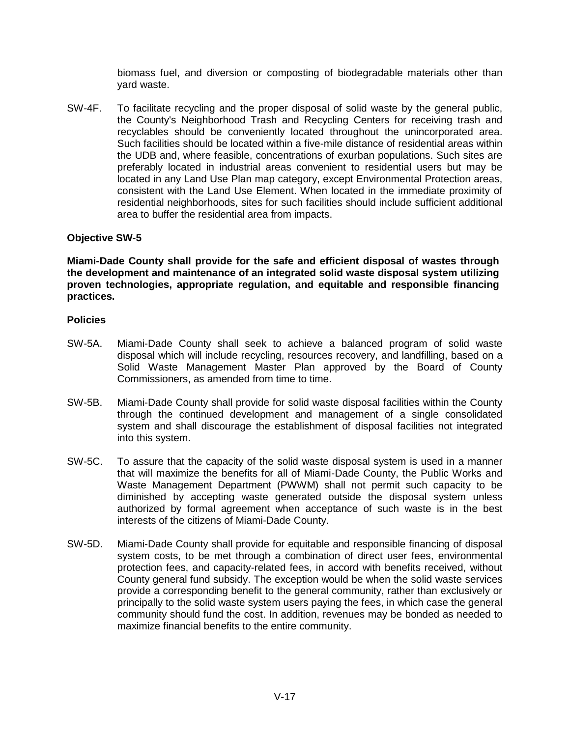biomass fuel, and diversion or composting of biodegradable materials other than yard waste.

SW-4F. To facilitate recycling and the proper disposal of solid waste by the general public, the County's Neighborhood Trash and Recycling Centers for receiving trash and recyclables should be conveniently located throughout the unincorporated area. Such facilities should be located within a five-mile distance of residential areas within the UDB and, where feasible, concentrations of exurban populations. Such sites are preferably located in industrial areas convenient to residential users but may be located in any Land Use Plan map category, except Environmental Protection areas, consistent with the Land Use Element. When located in the immediate proximity of residential neighborhoods, sites for such facilities should include sufficient additional area to buffer the residential area from impacts.

**Objective SW-5**

**Miami-Dade County shall provide for the safe and efficient disposal of wastes through the development and maintenance of an integrated solid waste disposal system utilizing proven technologies, appropriate regulation, and equitable and responsible financing practices.**

**Policies**

SW-5A. Miami-Dade County shall seek to achieve a balanced program of solid waste disposal which will include recycling, resources recovery, and landfilling, based on a Solid Waste Management Master Plan approved by the Board of County Commissioners, as amended from time to time.

SW-5B. Miami-Dade County shall provide for solid waste disposal facilities within the County through the continued development and management of a single consolidated system and shall discourage the establishment of disposal facilities not integrated into this system.

SW-5C. To assure that the capacity of the solid waste disposal system is used in a manner that will maximize the benefits for all of Miami-Dade County, the Public Works and Waste Management Department (PWWM) shall not permit such capacity to be diminished by accepting waste generated outside the disposal system unless authorized by formal agreement when acceptance of such waste is in the best interests of the citizens of Miami-Dade County.

SW-5D. Miami-Dade County shall provide for equitable and responsible financing of disposal system costs, to be met through a combination of direct user fees, environmental protection fees, and capacity-related fees, in accord with benefits received, without County general fund subsidy. The exception would be when the solid waste services provide a corresponding benefit to the general community, rather than exclusively or principally to the solid waste system users paying the fees, in which case the general community should fund the cost. In addition, revenues may be bonded as needed to maximize financial benefits to the entire community.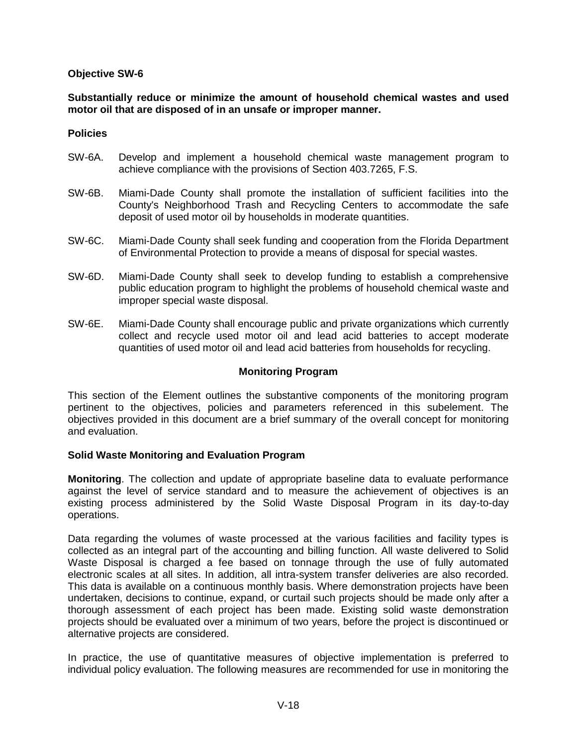**Objective SW-6**

**Substantially reduce or minimize the amount of household chemical wastes and used motor oil that are disposed of in an unsafe or improper manner.**

**Policies**

SW-6A. Develop and implement a household chemical waste management program to achieve compliance with the provisions of Section 403.7265, F.S.

SW-6B. Miami-Dade County shall promote the installation of sufficient facilities into the County's Neighborhood Trash and Recycling Centers to accommodate the safe deposit of used motor oil by households in moderate quantities.

SW-6C. Miami-Dade County shall seek funding and cooperation from the Florida Department of Environmental Protection to provide a means of disposal for special wastes.

SW-6D. Miami-Dade County shall seek to develop funding to establish a comprehensive public education program to highlight the problems of household chemical waste and improper special waste disposal.

SW-6E. Miami-Dade County shall encourage public and private organizations which currently collect and recycle used motor oil and lead acid batteries to accept moderate quantities of used motor oil and lead acid batteries from households for recycling.

## Monitoring Program

This section of the Element outlines the substantive components of the monitoring program pertinent to the objectives, policies and parameters referenced in this subelement. The objectives provided in this document are a brief summary of the overall concept for monitoring and evaluation.

**Solid Waste Monitoring and Evaluation Program**

**Monitoring**. The collection and update of appropriate baseline data to evaluate performance against the level of service standard and to measure the achievement of objectives is an existing process administered by the Solid Waste Disposal Program in its day-to-day operations.

Data regarding the volumes of waste processed at the various facilities and facility types is collected as an integral part of the accounting and billing function. All waste delivered to Solid Waste Disposal is charged a fee based on tonnage through the use of fully automated electronic scales at all sites. In addition, all intra-system transfer deliveries are also recorded. This data is available on a continuous monthly basis. Where demonstration projects have been undertaken, decisions to continue, expand, or curtail such projects should be made only after a thorough assessment of each project has been made. Existing solid waste demonstration projects should be evaluated over a minimum of two years, before the project is discontinued or alternative projects are considered.

In practice, the use of quantitative measures of objective implementation is preferred to individual policy evaluation. The following measures are recommended for use in monitoring the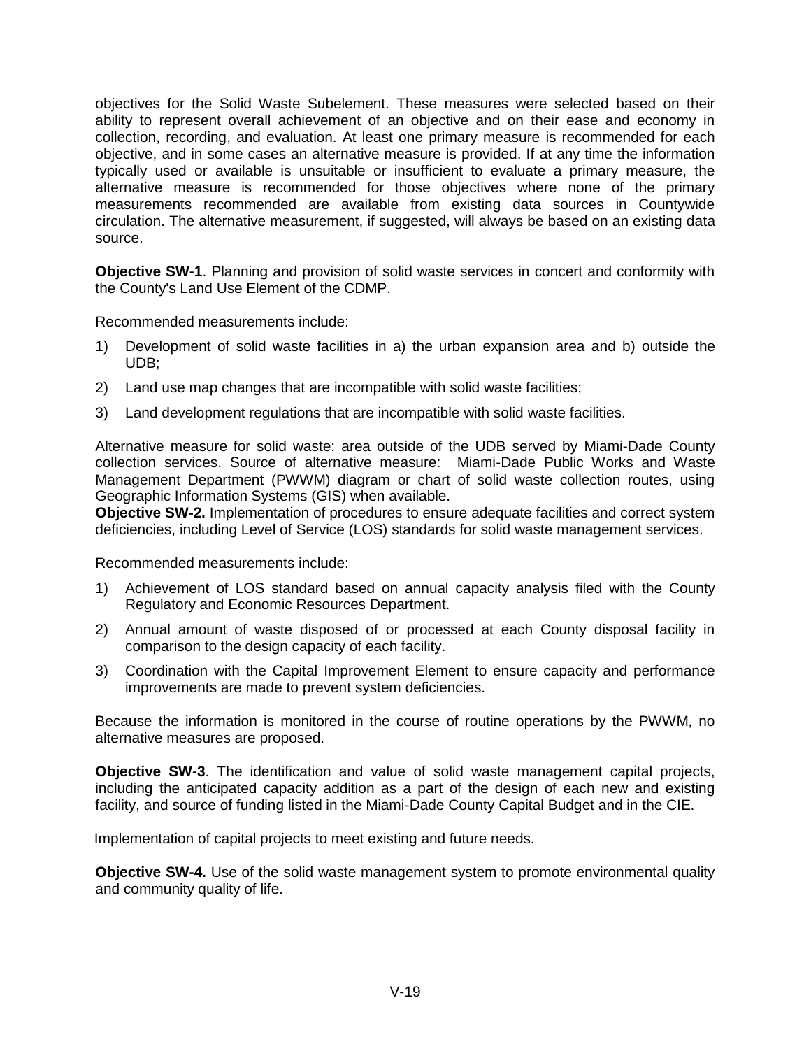objectives for the Solid Waste Subelement. These measures were selected based on their ability to represent overall achievement of an objective and on their ease and economy in collection, recording, and evaluation. At least one primary measure is recommended for each objective, and in some cases an alternative measure is provided. If at any time the information typically used or available is unsuitable or insufficient to evaluate a primary measure, the alternative measure is recommended for those objectives where none of the primary measurements recommended are available from existing data sources in Countywide circulation. The alternative measurement, if suggested, will always be based on an existing data source.

**Objective SW-1**. Planning and provision of solid waste services in concert and conformity with the County's Land Use Element of the CDMP.

Recommended measurements include:

1) Development of solid waste facilities in a) the urban expansion area and b) outside the UDB;
2) Land use map changes that are incompatible with solid waste facilities;
3) Land development regulations that are incompatible with solid waste facilities.

Alternative measure for solid waste: area outside of the UDB served by Miami-Dade County collection services. Source of alternative measure: Miami-Dade Public Works and Waste Management Department (PWWM) diagram or chart of solid waste collection routes, using Geographic Information Systems (GIS) when available.

**Objective SW-2.** Implementation of procedures to ensure adequate facilities and correct system deficiencies, including Level of Service (LOS) standards for solid waste management services.

Recommended measurements include:

1) Achievement of LOS standard based on annual capacity analysis filed with the County Regulatory and Economic Resources Department.
2) Annual amount of waste disposed of or processed at each County disposal facility in comparison to the design capacity of each facility.
3) Coordination with the Capital Improvement Element to ensure capacity and performance improvements are made to prevent system deficiencies.

Because the information is monitored in the course of routine operations by the PWWM, no alternative measures are proposed.

**Objective SW-3**. The identification and value of solid waste management capital projects, including the anticipated capacity addition as a part of the design of each new and existing facility, and source of funding listed in the Miami-Dade County Capital Budget and in the CIE.

Implementation of capital projects to meet existing and future needs.

**Objective SW-4.** Use of the solid waste management system to promote environmental quality and community quality of life.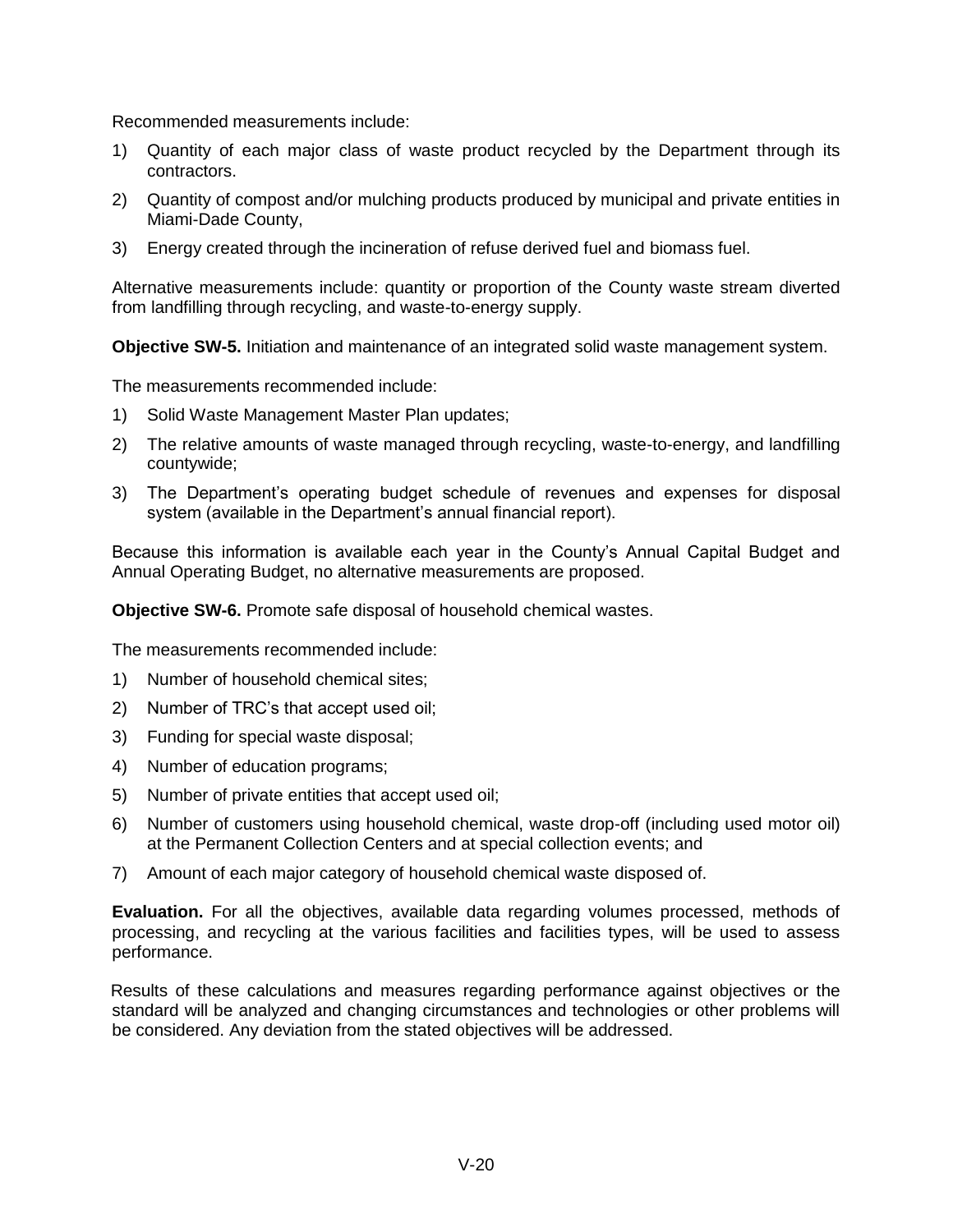Recommended measurements include:

1) Quantity of each major class of waste product recycled by the Department through its contractors.
2) Quantity of compost and/or mulching products produced by municipal and private entities in Miami-Dade County,
3) Energy created through the incineration of refuse derived fuel and biomass fuel.

Alternative measurements include: quantity or proportion of the County waste stream diverted from landfilling through recycling, and waste-to-energy supply.

**Objective SW-5.** Initiation and maintenance of an integrated solid waste management system.

The measurements recommended include:

1) Solid Waste Management Master Plan updates;
2) The relative amounts of waste managed through recycling, waste-to-energy, and landfilling countywide;
3) The Department's operating budget schedule of revenues and expenses for disposal system (available in the Department's annual financial report).

Because this information is available each year in the County's Annual Capital Budget and Annual Operating Budget, no alternative measurements are proposed.

**Objective SW-6.** Promote safe disposal of household chemical wastes.

The measurements recommended include:

1) Number of household chemical sites;
2) Number of TRC's that accept used oil;
3) Funding for special waste disposal;
4) Number of education programs;
5) Number of private entities that accept used oil;
6) Number of customers using household chemical, waste drop-off (including used motor oil) at the Permanent Collection Centers and at special collection events; and
7) Amount of each major category of household chemical waste disposed of.

**Evaluation.** For all the objectives, available data regarding volumes processed, methods of processing, and recycling at the various facilities and facilities types, will be used to assess performance.

Results of these calculations and measures regarding performance against objectives or the standard will be analyzed and changing circumstances and technologies or other problems will be considered. Any deviation from the stated objectives will be addressed.